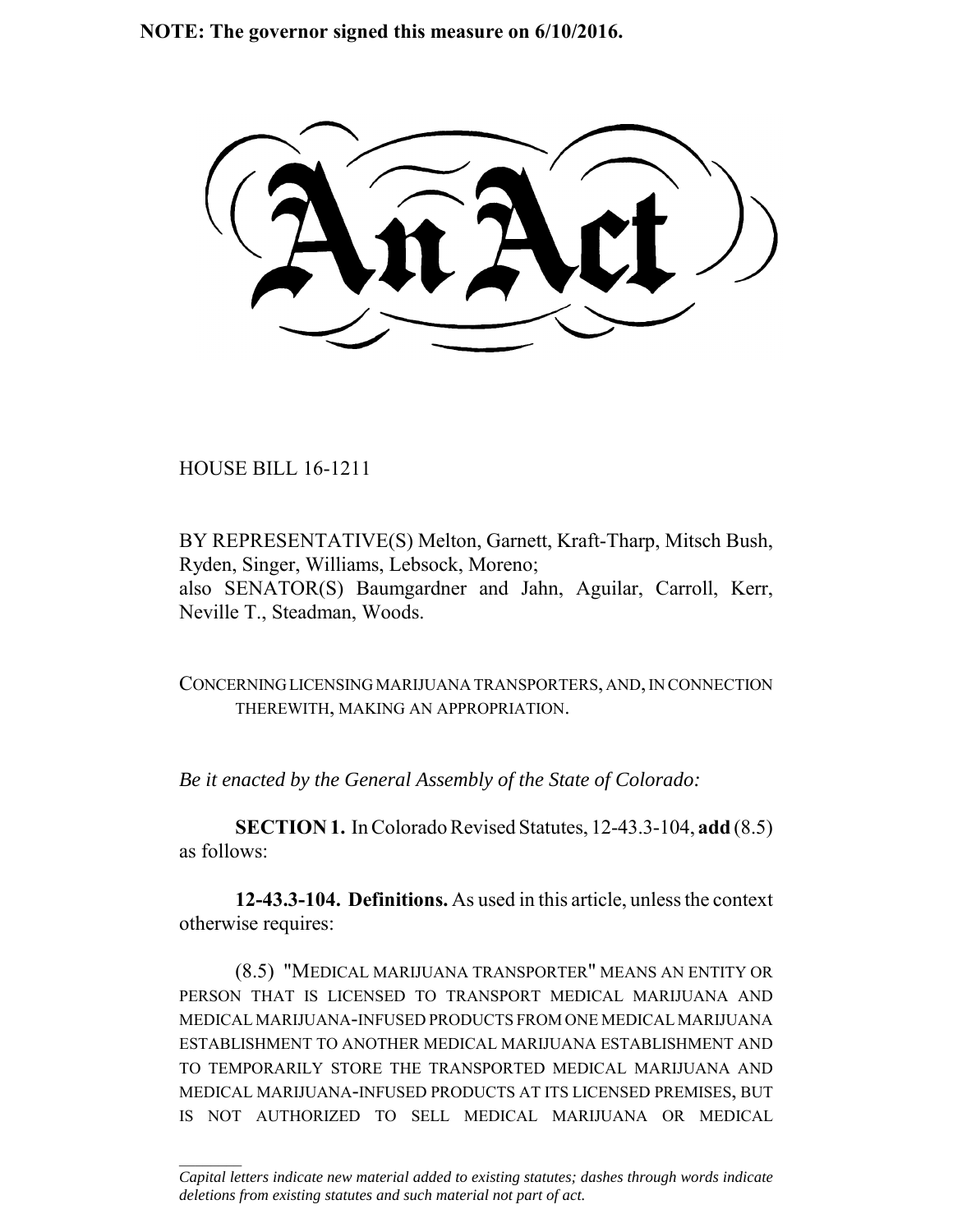**NOTE: The governor signed this measure on 6/10/2016.**

# An Act

HOUSE BILL 16-1211

BY REPRESENTATIVE(S) Melton, Garnett, Kraft-Tharp, Mitsch Bush, Ryden, Singer, Williams, Lebsock, Moreno;
also SENATOR(S) Baumgardner and Jahn, Aguilar, Carroll, Kerr, Neville T., Steadman, Woods.

CONCERNING LICENSING MARIJUANA TRANSPORTERS, AND, IN CONNECTION THEREWITH, MAKING AN APPROPRIATION.

*Be it enacted by the General Assembly of the State of Colorado:*

**SECTION 1.** In Colorado Revised Statutes, 12-43.3-104, **add** (8.5) as follows:

**12-43.3-104. Definitions.** As used in this article, unless the context otherwise requires:

(8.5) "MEDICAL MARIJUANA TRANSPORTER" MEANS AN ENTITY OR PERSON THAT IS LICENSED TO TRANSPORT MEDICAL MARIJUANA AND MEDICAL MARIJUANA-INFUSED PRODUCTS FROM ONE MEDICAL MARIJUANA ESTABLISHMENT TO ANOTHER MEDICAL MARIJUANA ESTABLISHMENT AND TO TEMPORARILY STORE THE TRANSPORTED MEDICAL MARIJUANA AND MEDICAL MARIJUANA-INFUSED PRODUCTS AT ITS LICENSED PREMISES, BUT IS NOT AUTHORIZED TO SELL MEDICAL MARIJUANA OR MEDICAL

*Capital letters indicate new material added to existing statutes; dashes through words indicate deletions from existing statutes and such material not part of act.*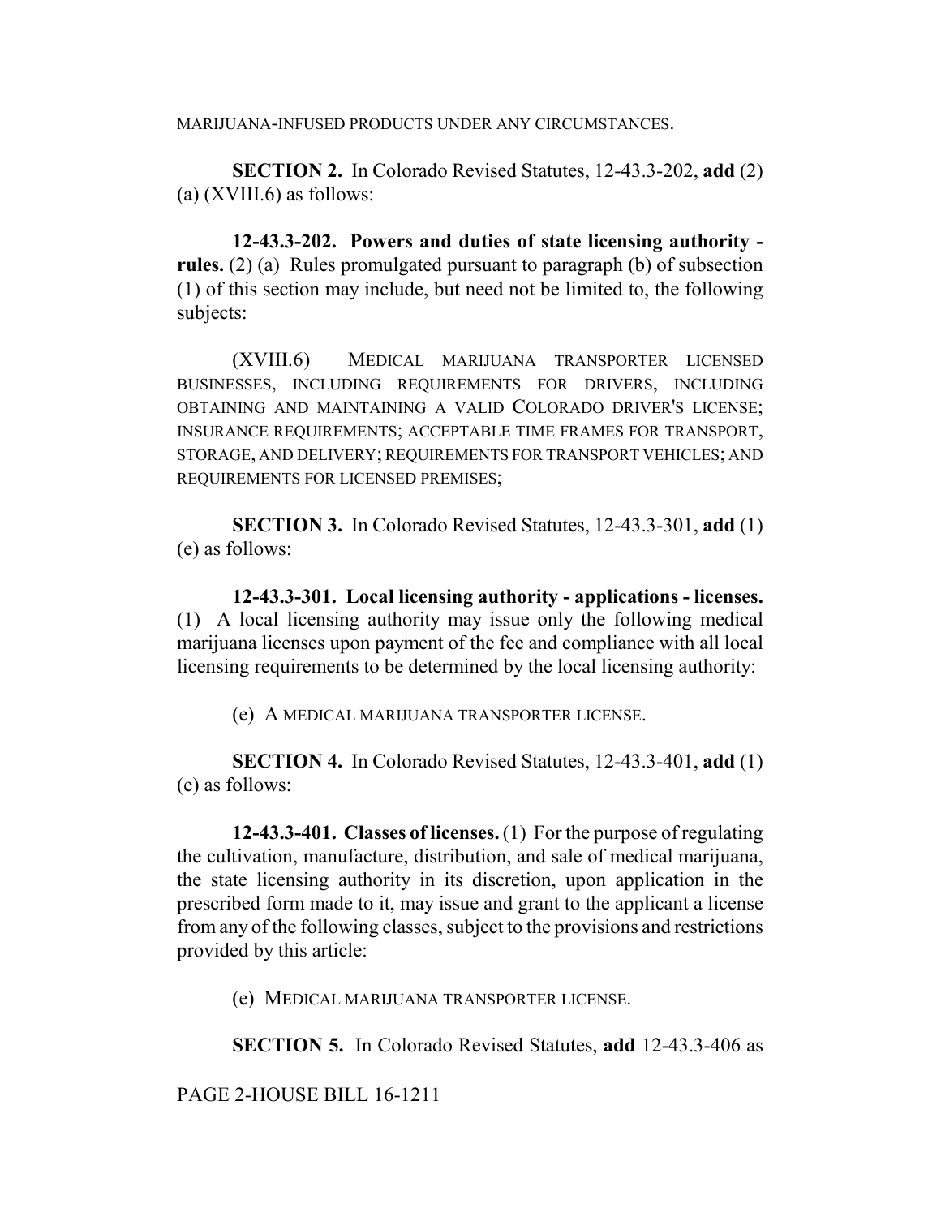MARIJUANA-INFUSED PRODUCTS UNDER ANY CIRCUMSTANCES.

**SECTION 2.** In Colorado Revised Statutes, 12-43.3-202, **add** (2) (a) (XVIII.6) as follows:

**12-43.3-202. Powers and duties of state licensing authority - rules.** (2) (a) Rules promulgated pursuant to paragraph (b) of subsection (1) of this section may include, but need not be limited to, the following subjects:

(XVIII.6) MEDICAL MARIJUANA TRANSPORTER LICENSED BUSINESSES, INCLUDING REQUIREMENTS FOR DRIVERS, INCLUDING OBTAINING AND MAINTAINING A VALID COLORADO DRIVER'S LICENSE; INSURANCE REQUIREMENTS; ACCEPTABLE TIME FRAMES FOR TRANSPORT, STORAGE, AND DELIVERY; REQUIREMENTS FOR TRANSPORT VEHICLES; AND REQUIREMENTS FOR LICENSED PREMISES;

**SECTION 3.** In Colorado Revised Statutes, 12-43.3-301, **add** (1) (e) as follows:

**12-43.3-301. Local licensing authority - applications - licenses.** (1) A local licensing authority may issue only the following medical marijuana licenses upon payment of the fee and compliance with all local licensing requirements to be determined by the local licensing authority:

(e) A MEDICAL MARIJUANA TRANSPORTER LICENSE.

**SECTION 4.** In Colorado Revised Statutes, 12-43.3-401, **add** (1) (e) as follows:

**12-43.3-401. Classes of licenses.** (1) For the purpose of regulating the cultivation, manufacture, distribution, and sale of medical marijuana, the state licensing authority in its discretion, upon application in the prescribed form made to it, may issue and grant to the applicant a license from any of the following classes, subject to the provisions and restrictions provided by this article:

(e) MEDICAL MARIJUANA TRANSPORTER LICENSE.

**SECTION 5.** In Colorado Revised Statutes, **add** 12-43.3-406 as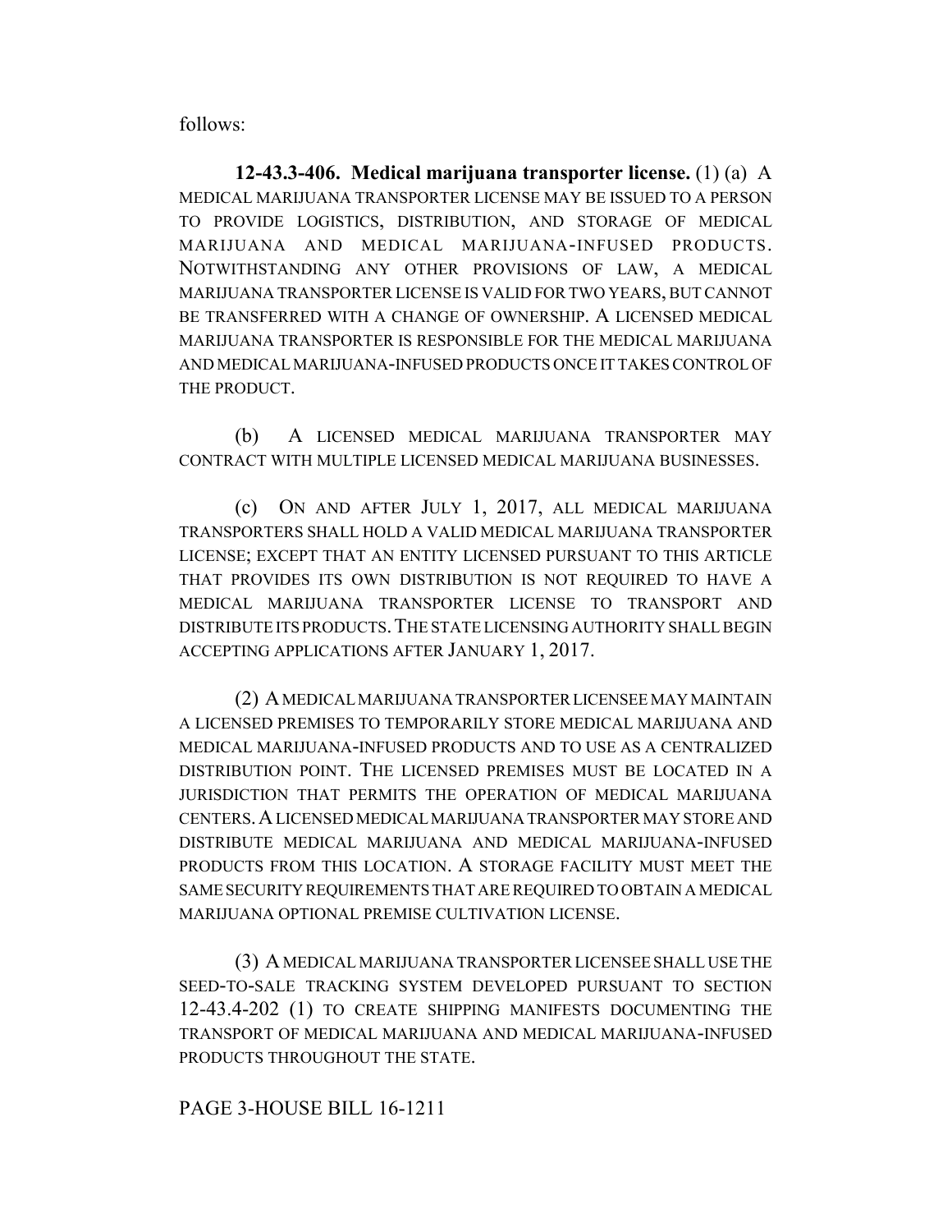follows:

**12-43.3-406. Medical marijuana transporter license.** (1) (a) A MEDICAL MARIJUANA TRANSPORTER LICENSE MAY BE ISSUED TO A PERSON TO PROVIDE LOGISTICS, DISTRIBUTION, AND STORAGE OF MEDICAL MARIJUANA AND MEDICAL MARIJUANA-INFUSED PRODUCTS. NOTWITHSTANDING ANY OTHER PROVISIONS OF LAW, A MEDICAL MARIJUANA TRANSPORTER LICENSE IS VALID FOR TWO YEARS, BUT CANNOT BE TRANSFERRED WITH A CHANGE OF OWNERSHIP. A LICENSED MEDICAL MARIJUANA TRANSPORTER IS RESPONSIBLE FOR THE MEDICAL MARIJUANA AND MEDICAL MARIJUANA-INFUSED PRODUCTS ONCE IT TAKES CONTROL OF THE PRODUCT.

(b) A LICENSED MEDICAL MARIJUANA TRANSPORTER MAY CONTRACT WITH MULTIPLE LICENSED MEDICAL MARIJUANA BUSINESSES.

(c) ON AND AFTER JULY 1, 2017, ALL MEDICAL MARIJUANA TRANSPORTERS SHALL HOLD A VALID MEDICAL MARIJUANA TRANSPORTER LICENSE; EXCEPT THAT AN ENTITY LICENSED PURSUANT TO THIS ARTICLE THAT PROVIDES ITS OWN DISTRIBUTION IS NOT REQUIRED TO HAVE A MEDICAL MARIJUANA TRANSPORTER LICENSE TO TRANSPORT AND DISTRIBUTE ITS PRODUCTS. THE STATE LICENSING AUTHORITY SHALL BEGIN ACCEPTING APPLICATIONS AFTER JANUARY 1, 2017.

(2) A MEDICAL MARIJUANA TRANSPORTER LICENSEE MAY MAINTAIN A LICENSED PREMISES TO TEMPORARILY STORE MEDICAL MARIJUANA AND MEDICAL MARIJUANA-INFUSED PRODUCTS AND TO USE AS A CENTRALIZED DISTRIBUTION POINT. THE LICENSED PREMISES MUST BE LOCATED IN A JURISDICTION THAT PERMITS THE OPERATION OF MEDICAL MARIJUANA CENTERS. A LICENSED MEDICAL MARIJUANA TRANSPORTER MAY STORE AND DISTRIBUTE MEDICAL MARIJUANA AND MEDICAL MARIJUANA-INFUSED PRODUCTS FROM THIS LOCATION. A STORAGE FACILITY MUST MEET THE SAME SECURITY REQUIREMENTS THAT ARE REQUIRED TO OBTAIN A MEDICAL MARIJUANA OPTIONAL PREMISE CULTIVATION LICENSE.

(3) A MEDICAL MARIJUANA TRANSPORTER LICENSEE SHALL USE THE SEED-TO-SALE TRACKING SYSTEM DEVELOPED PURSUANT TO SECTION 12-43.4-202 (1) TO CREATE SHIPPING MANIFESTS DOCUMENTING THE TRANSPORT OF MEDICAL MARIJUANA AND MEDICAL MARIJUANA-INFUSED PRODUCTS THROUGHOUT THE STATE.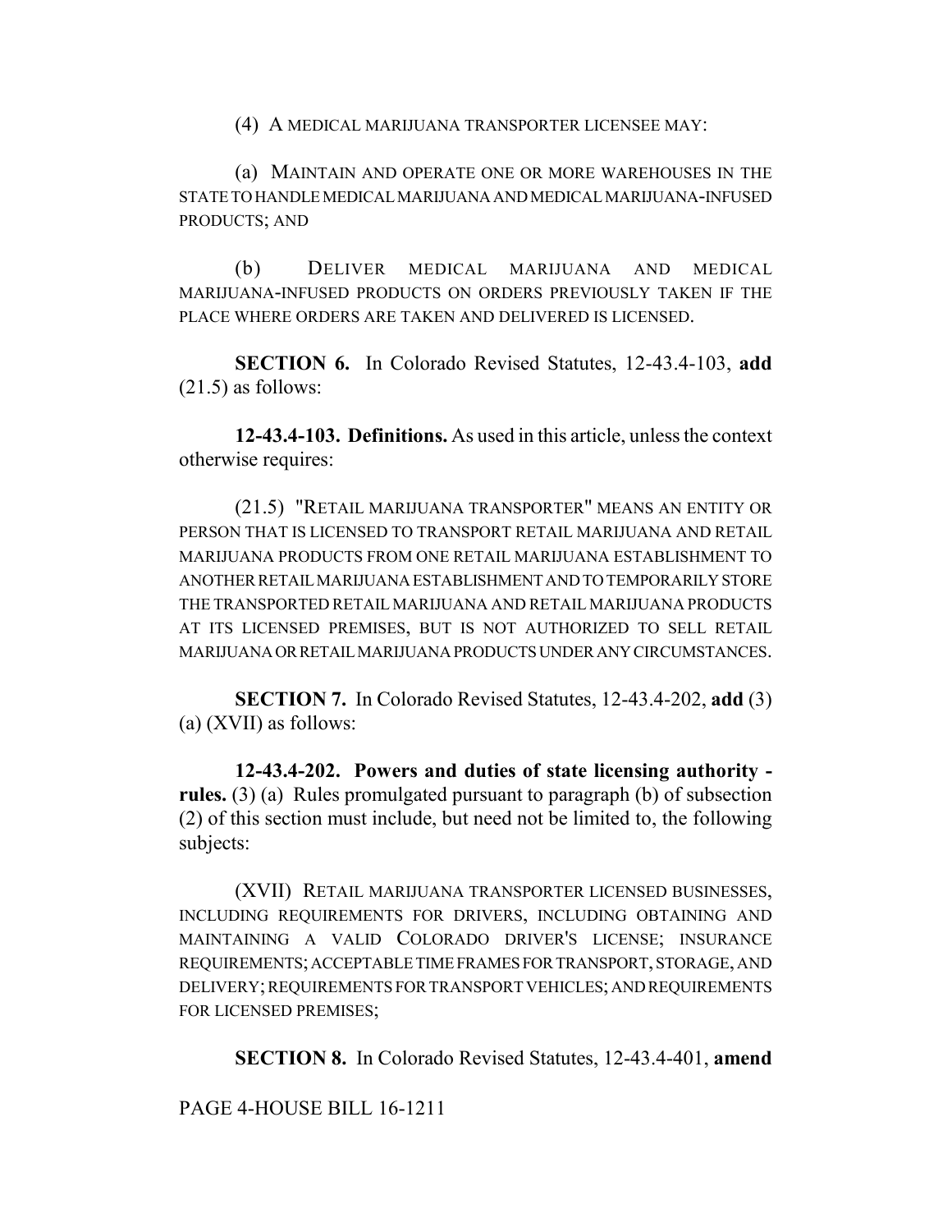(4) A MEDICAL MARIJUANA TRANSPORTER LICENSEE MAY:

(a) MAINTAIN AND OPERATE ONE OR MORE WAREHOUSES IN THE STATE TO HANDLE MEDICAL MARIJUANA AND MEDICAL MARIJUANA-INFUSED PRODUCTS; AND

(b) DELIVER MEDICAL MARIJUANA AND MEDICAL MARIJUANA-INFUSED PRODUCTS ON ORDERS PREVIOUSLY TAKEN IF THE PLACE WHERE ORDERS ARE TAKEN AND DELIVERED IS LICENSED.

**SECTION 6.** In Colorado Revised Statutes, 12-43.4-103, **add** (21.5) as follows:

**12-43.4-103. Definitions.** As used in this article, unless the context otherwise requires:

(21.5) "RETAIL MARIJUANA TRANSPORTER" MEANS AN ENTITY OR PERSON THAT IS LICENSED TO TRANSPORT RETAIL MARIJUANA AND RETAIL MARIJUANA PRODUCTS FROM ONE RETAIL MARIJUANA ESTABLISHMENT TO ANOTHER RETAIL MARIJUANA ESTABLISHMENT AND TO TEMPORARILY STORE THE TRANSPORTED RETAIL MARIJUANA AND RETAIL MARIJUANA PRODUCTS AT ITS LICENSED PREMISES, BUT IS NOT AUTHORIZED TO SELL RETAIL MARIJUANA OR RETAIL MARIJUANA PRODUCTS UNDER ANY CIRCUMSTANCES.

**SECTION 7.** In Colorado Revised Statutes, 12-43.4-202, **add** (3) (a) (XVII) as follows:

**12-43.4-202. Powers and duties of state licensing authority - rules.** (3) (a) Rules promulgated pursuant to paragraph (b) of subsection (2) of this section must include, but need not be limited to, the following subjects:

(XVII) RETAIL MARIJUANA TRANSPORTER LICENSED BUSINESSES, INCLUDING REQUIREMENTS FOR DRIVERS, INCLUDING OBTAINING AND MAINTAINING A VALID COLORADO DRIVER'S LICENSE; INSURANCE REQUIREMENTS; ACCEPTABLE TIME FRAMES FOR TRANSPORT, STORAGE, AND DELIVERY; REQUIREMENTS FOR TRANSPORT VEHICLES; AND REQUIREMENTS FOR LICENSED PREMISES;

**SECTION 8.** In Colorado Revised Statutes, 12-43.4-401, **amend**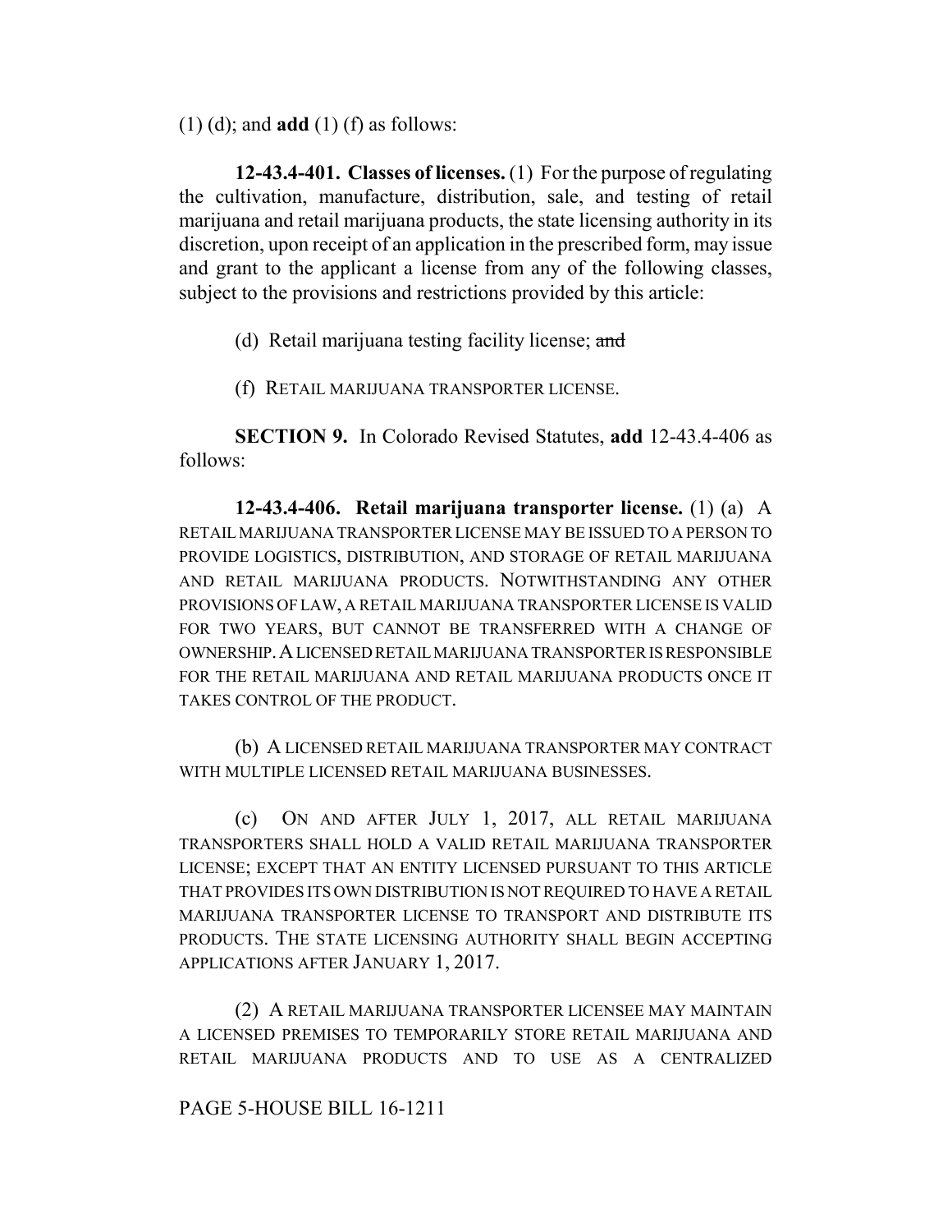(1) (d); and **add** (1) (f) as follows:

**12-43.4-401. Classes of licenses.** (1) For the purpose of regulating the cultivation, manufacture, distribution, sale, and testing of retail marijuana and retail marijuana products, the state licensing authority in its discretion, upon receipt of an application in the prescribed form, may issue and grant to the applicant a license from any of the following classes, subject to the provisions and restrictions provided by this article:

(d) Retail marijuana testing facility license; ~~and~~

(f) RETAIL MARIJUANA TRANSPORTER LICENSE.

**SECTION 9.** In Colorado Revised Statutes, **add** 12-43.4-406 as follows:

**12-43.4-406. Retail marijuana transporter license.** (1) (a) A RETAIL MARIJUANA TRANSPORTER LICENSE MAY BE ISSUED TO A PERSON TO PROVIDE LOGISTICS, DISTRIBUTION, AND STORAGE OF RETAIL MARIJUANA AND RETAIL MARIJUANA PRODUCTS. NOTWITHSTANDING ANY OTHER PROVISIONS OF LAW, A RETAIL MARIJUANA TRANSPORTER LICENSE IS VALID FOR TWO YEARS, BUT CANNOT BE TRANSFERRED WITH A CHANGE OF OWNERSHIP. A LICENSED RETAIL MARIJUANA TRANSPORTER IS RESPONSIBLE FOR THE RETAIL MARIJUANA AND RETAIL MARIJUANA PRODUCTS ONCE IT TAKES CONTROL OF THE PRODUCT.

(b) A LICENSED RETAIL MARIJUANA TRANSPORTER MAY CONTRACT WITH MULTIPLE LICENSED RETAIL MARIJUANA BUSINESSES.

(c) ON AND AFTER JULY 1, 2017, ALL RETAIL MARIJUANA TRANSPORTERS SHALL HOLD A VALID RETAIL MARIJUANA TRANSPORTER LICENSE; EXCEPT THAT AN ENTITY LICENSED PURSUANT TO THIS ARTICLE THAT PROVIDES ITS OWN DISTRIBUTION IS NOT REQUIRED TO HAVE A RETAIL MARIJUANA TRANSPORTER LICENSE TO TRANSPORT AND DISTRIBUTE ITS PRODUCTS. THE STATE LICENSING AUTHORITY SHALL BEGIN ACCEPTING APPLICATIONS AFTER JANUARY 1, 2017.

(2) A RETAIL MARIJUANA TRANSPORTER LICENSEE MAY MAINTAIN A LICENSED PREMISES TO TEMPORARILY STORE RETAIL MARIJUANA AND RETAIL MARIJUANA PRODUCTS AND TO USE AS A CENTRALIZED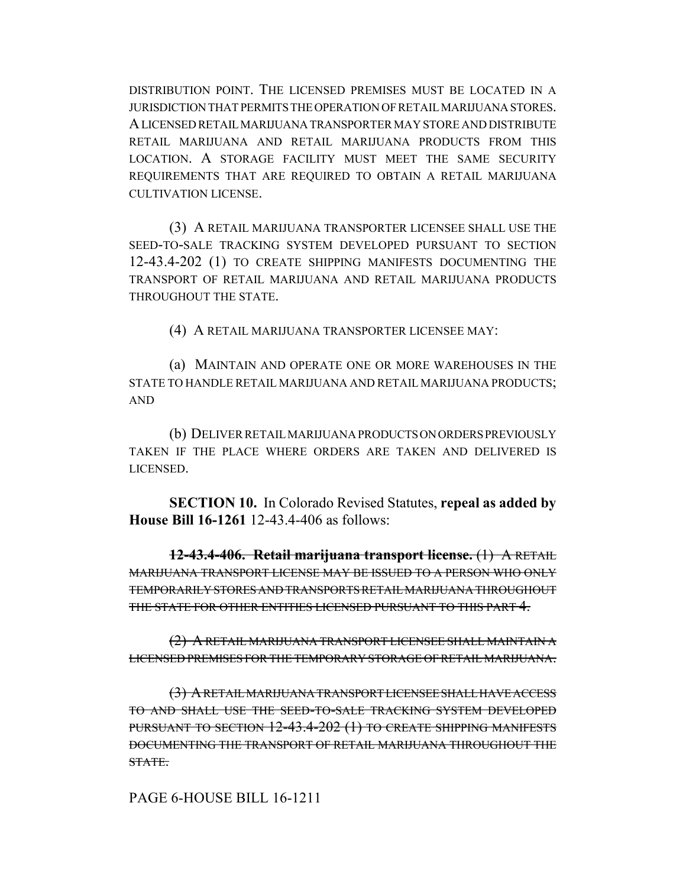DISTRIBUTION POINT. THE LICENSED PREMISES MUST BE LOCATED IN A JURISDICTION THAT PERMITS THE OPERATION OF RETAIL MARIJUANA STORES. A LICENSED RETAIL MARIJUANA TRANSPORTER MAY STORE AND DISTRIBUTE RETAIL MARIJUANA AND RETAIL MARIJUANA PRODUCTS FROM THIS LOCATION. A STORAGE FACILITY MUST MEET THE SAME SECURITY REQUIREMENTS THAT ARE REQUIRED TO OBTAIN A RETAIL MARIJUANA CULTIVATION LICENSE.

(3) A RETAIL MARIJUANA TRANSPORTER LICENSEE SHALL USE THE SEED-TO-SALE TRACKING SYSTEM DEVELOPED PURSUANT TO SECTION 12-43.4-202 (1) TO CREATE SHIPPING MANIFESTS DOCUMENTING THE TRANSPORT OF RETAIL MARIJUANA AND RETAIL MARIJUANA PRODUCTS THROUGHOUT THE STATE.

(4) A RETAIL MARIJUANA TRANSPORTER LICENSEE MAY:

(a) MAINTAIN AND OPERATE ONE OR MORE WAREHOUSES IN THE STATE TO HANDLE RETAIL MARIJUANA AND RETAIL MARIJUANA PRODUCTS; AND

(b) DELIVER RETAIL MARIJUANA PRODUCTS ON ORDERS PREVIOUSLY TAKEN IF THE PLACE WHERE ORDERS ARE TAKEN AND DELIVERED IS LICENSED.

**SECTION 10.** In Colorado Revised Statutes, **repeal as added by House Bill 16-1261** 12-43.4-406 as follows:

~~**12-43.4-406. Retail marijuana transport license.**~~ ~~(1) A RETAIL MARIJUANA TRANSPORT LICENSE MAY BE ISSUED TO A PERSON WHO ONLY TEMPORARILY STORES AND TRANSPORTS RETAIL MARIJUANA THROUGHOUT THE STATE FOR OTHER ENTITIES LICENSED PURSUANT TO THIS PART 4.~~

~~(2) A RETAIL MARIJUANA TRANSPORT LICENSEE SHALL MAINTAIN A LICENSED PREMISES FOR THE TEMPORARY STORAGE OF RETAIL MARIJUANA.~~

~~(3) A RETAIL MARIJUANA TRANSPORT LICENSEE SHALL HAVE ACCESS TO AND SHALL USE THE SEED-TO-SALE TRACKING SYSTEM DEVELOPED PURSUANT TO SECTION 12-43.4-202 (1) TO CREATE SHIPPING MANIFESTS DOCUMENTING THE TRANSPORT OF RETAIL MARIJUANA THROUGHOUT THE STATE.~~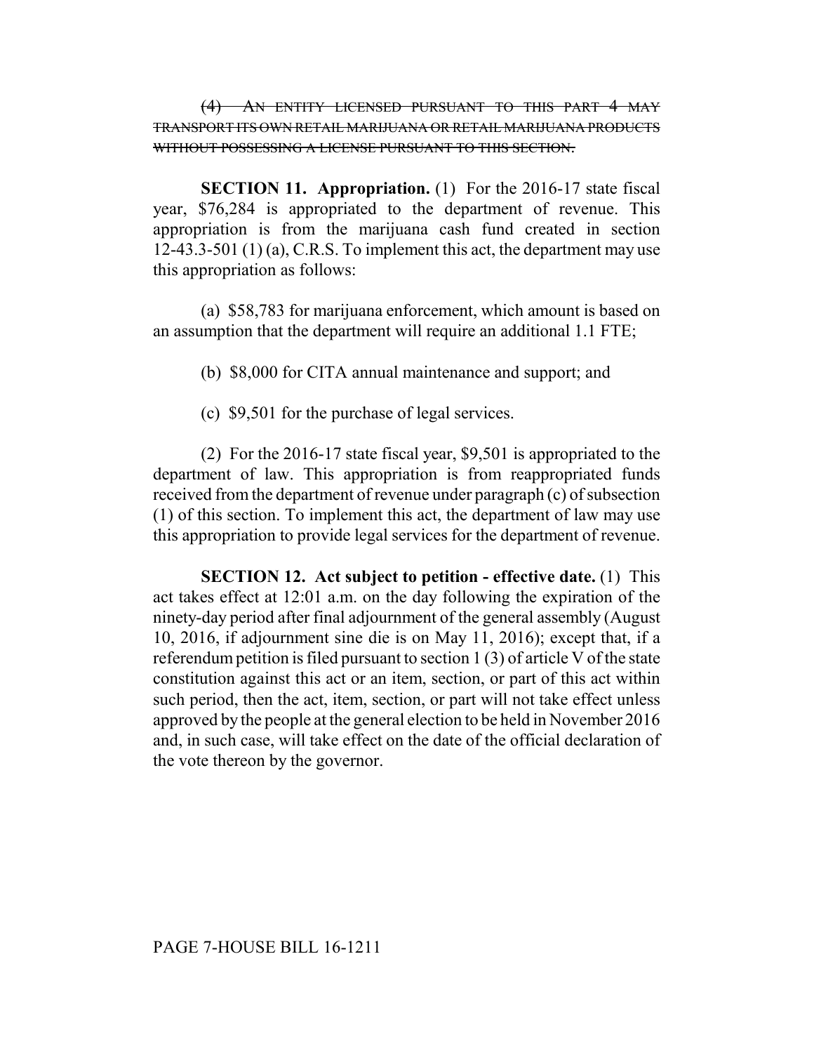~~(4) AN ENTITY LICENSED PURSUANT TO THIS PART 4 MAY TRANSPORT ITS OWN RETAIL MARIJUANA OR RETAIL MARIJUANA PRODUCTS WITHOUT POSSESSING A LICENSE PURSUANT TO THIS SECTION.~~

**SECTION 11. Appropriation.** (1) For the 2016-17 state fiscal year, $76,284 is appropriated to the department of revenue. This appropriation is from the marijuana cash fund created in section 12-43.3-501 (1) (a), C.R.S. To implement this act, the department may use this appropriation as follows:

(a) $58,783 for marijuana enforcement, which amount is based on an assumption that the department will require an additional 1.1 FTE;

(b) $8,000 for CITA annual maintenance and support; and

(c) $9,501 for the purchase of legal services.

(2) For the 2016-17 state fiscal year, $9,501 is appropriated to the department of law. This appropriation is from reappropriated funds received from the department of revenue under paragraph (c) of subsection (1) of this section. To implement this act, the department of law may use this appropriation to provide legal services for the department of revenue.

**SECTION 12. Act subject to petition - effective date.** (1) This act takes effect at 12:01 a.m. on the day following the expiration of the ninety-day period after final adjournment of the general assembly (August 10, 2016, if adjournment sine die is on May 11, 2016); except that, if a referendum petition is filed pursuant to section 1 (3) of article V of the state constitution against this act or an item, section, or part of this act within such period, then the act, item, section, or part will not take effect unless approved by the people at the general election to be held in November 2016 and, in such case, will take effect on the date of the official declaration of the vote thereon by the governor.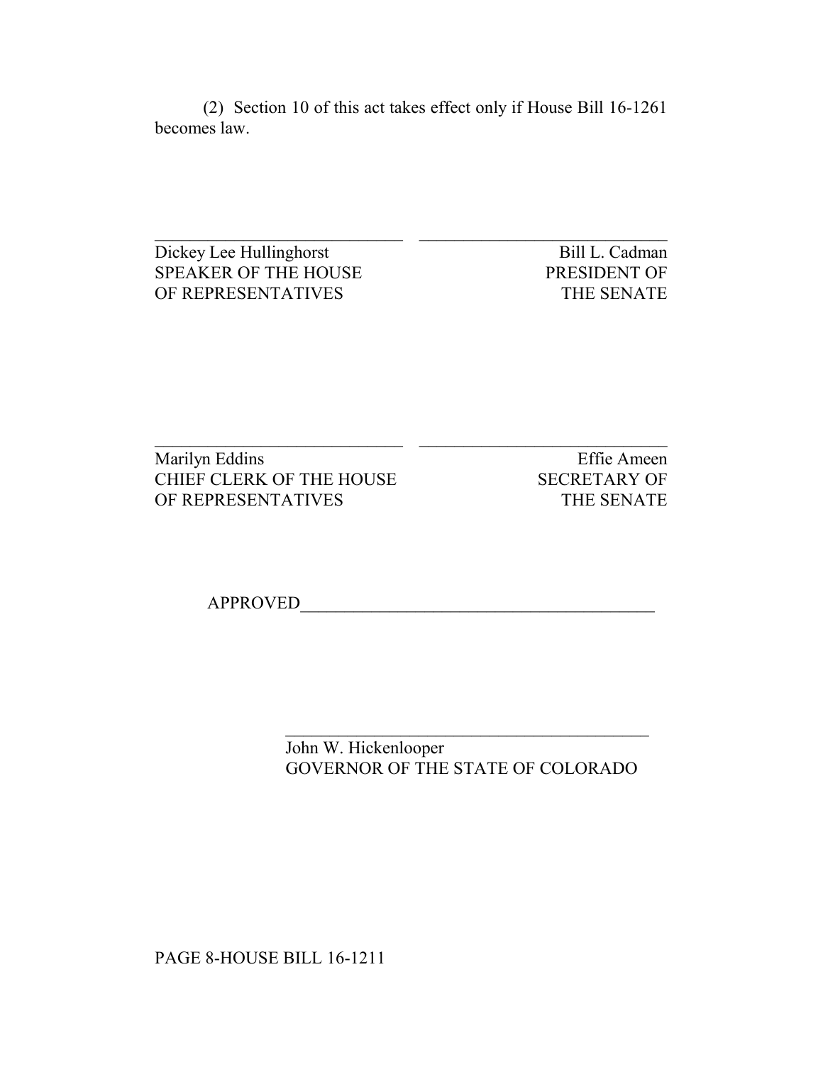(2) Section 10 of this act takes effect only if House Bill 16-1261 becomes law.

| | |
|---|---|
| \_\_\_\_\_\_\_\_\_\_\_\_\_\_\_\_\_\_\_\_\_\_\_\_\_\_\_\_ | \_\_\_\_\_\_\_\_\_\_\_\_\_\_\_\_\_\_\_\_\_\_\_\_\_\_\_\_ |
| Dickey Lee Hullinghorst | Bill L. Cadman |
| SPEAKER OF THE HOUSE OF REPRESENTATIVES | PRESIDENT OF THE SENATE |

| | |
|---|---|
| \_\_\_\_\_\_\_\_\_\_\_\_\_\_\_\_\_\_\_\_\_\_\_\_\_\_\_\_ | \_\_\_\_\_\_\_\_\_\_\_\_\_\_\_\_\_\_\_\_\_\_\_\_\_\_\_\_ |
| Marilyn Eddins | Effie Ameen |
| CHIEF CLERK OF THE HOUSE OF REPRESENTATIVES | SECRETARY OF THE SENATE |

APPROVED\_\_\_\_\_\_\_\_\_\_\_\_\_\_\_\_\_\_\_\_\_\_\_\_\_\_\_\_\_\_\_\_\_\_\_\_\_\_\_\_

\_\_\_\_\_\_\_\_\_\_\_\_\_\_\_\_\_\_\_\_\_\_\_\_\_\_\_\_\_\_\_\_\_\_\_\_\_\_\_\_
John W. Hickenlooper
GOVERNOR OF THE STATE OF COLORADO

PAGE 8-HOUSE BILL 16-1211